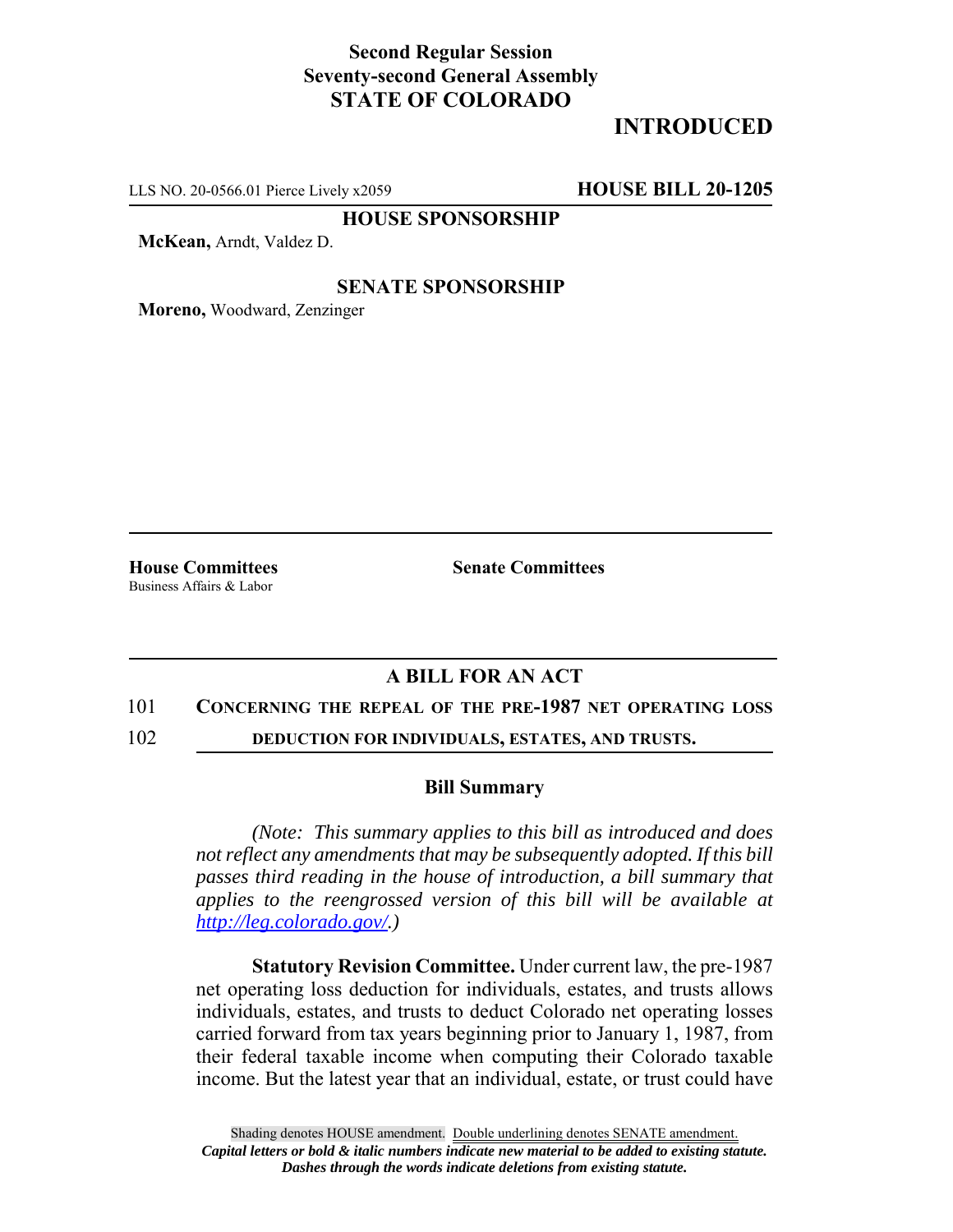**Second Regular Session**
**Seventy-second General Assembly**
**STATE OF COLORADO**

# INTRODUCED

LLS NO. 20-0566.01 Pierce Lively x2059 **HOUSE BILL 20-1205**

**HOUSE SPONSORSHIP**

**McKean,** Arndt, Valdez D.

**SENATE SPONSORSHIP**

**Moreno,** Woodward, Zenzinger

**House Committees**
Business Affairs & Labor

**Senate Committees**

## A BILL FOR AN ACT

101 **CONCERNING THE REPEAL OF THE PRE-1987 NET OPERATING LOSS**
102 **DEDUCTION FOR INDIVIDUALS, ESTATES, AND TRUSTS.**

### Bill Summary

*(Note: This summary applies to this bill as introduced and does not reflect any amendments that may be subsequently adopted. If this bill passes third reading in the house of introduction, a bill summary that applies to the reengrossed version of this bill will be available at http://leg.colorado.gov/.)*

**Statutory Revision Committee.** Under current law, the pre-1987 net operating loss deduction for individuals, estates, and trusts allows individuals, estates, and trusts to deduct Colorado net operating losses carried forward from tax years beginning prior to January 1, 1987, from their federal taxable income when computing their Colorado taxable income. But the latest year that an individual, estate, or trust could have

Shading denotes HOUSE amendment. Double underlining denotes SENATE amendment.
*Capital letters or bold & italic numbers indicate new material to be added to existing statute.*
*Dashes through the words indicate deletions from existing statute.*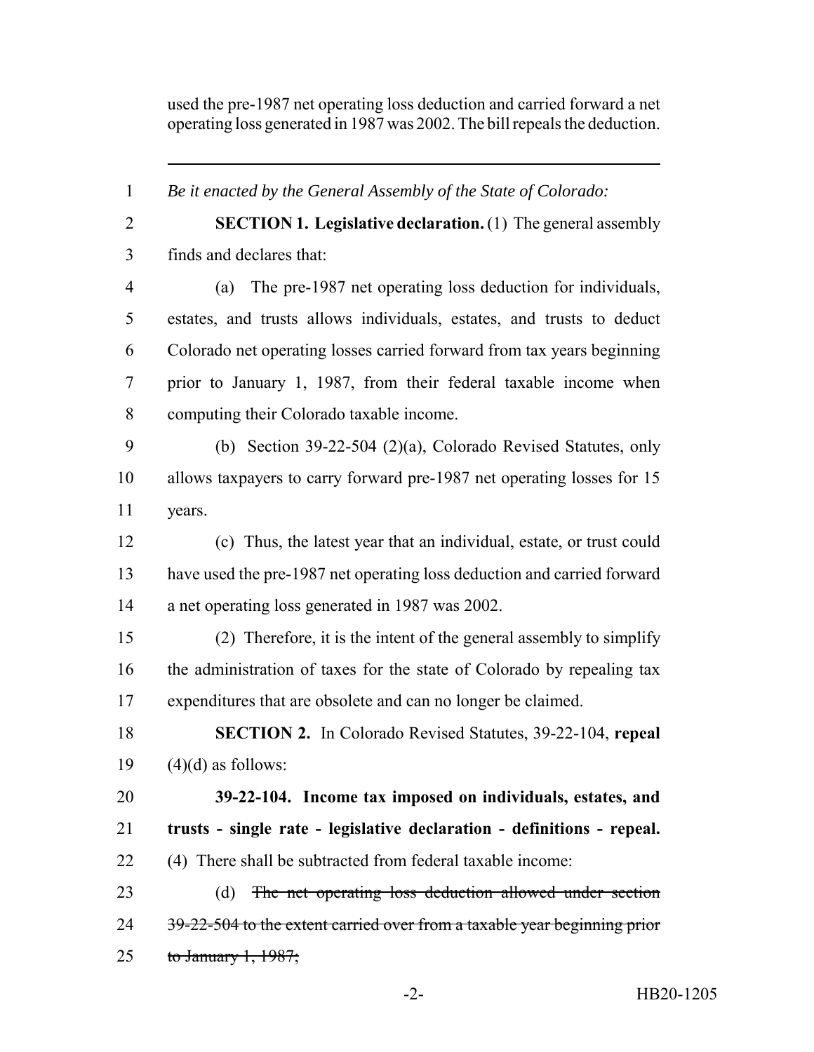used the pre-1987 net operating loss deduction and carried forward a net operating loss generated in 1987 was 2002. The bill repeals the deduction.

---

*Be it enacted by the General Assembly of the State of Colorado:*

**SECTION 1. Legislative declaration.** (1) The general assembly finds and declares that:

(a) The pre-1987 net operating loss deduction for individuals, estates, and trusts allows individuals, estates, and trusts to deduct Colorado net operating losses carried forward from tax years beginning prior to January 1, 1987, from their federal taxable income when computing their Colorado taxable income.

(b) Section 39-22-504 (2)(a), Colorado Revised Statutes, only allows taxpayers to carry forward pre-1987 net operating losses for 15 years.

(c) Thus, the latest year that an individual, estate, or trust could have used the pre-1987 net operating loss deduction and carried forward a net operating loss generated in 1987 was 2002.

(2) Therefore, it is the intent of the general assembly to simplify the administration of taxes for the state of Colorado by repealing tax expenditures that are obsolete and can no longer be claimed.

**SECTION 2.** In Colorado Revised Statutes, 39-22-104, **repeal** (4)(d) as follows:

**39-22-104. Income tax imposed on individuals, estates, and trusts - single rate - legislative declaration - definitions - repeal.** (4) There shall be subtracted from federal taxable income:

(d) ~~The net operating loss deduction allowed under section 39-22-504 to the extent carried over from a taxable year beginning prior to January 1, 1987;~~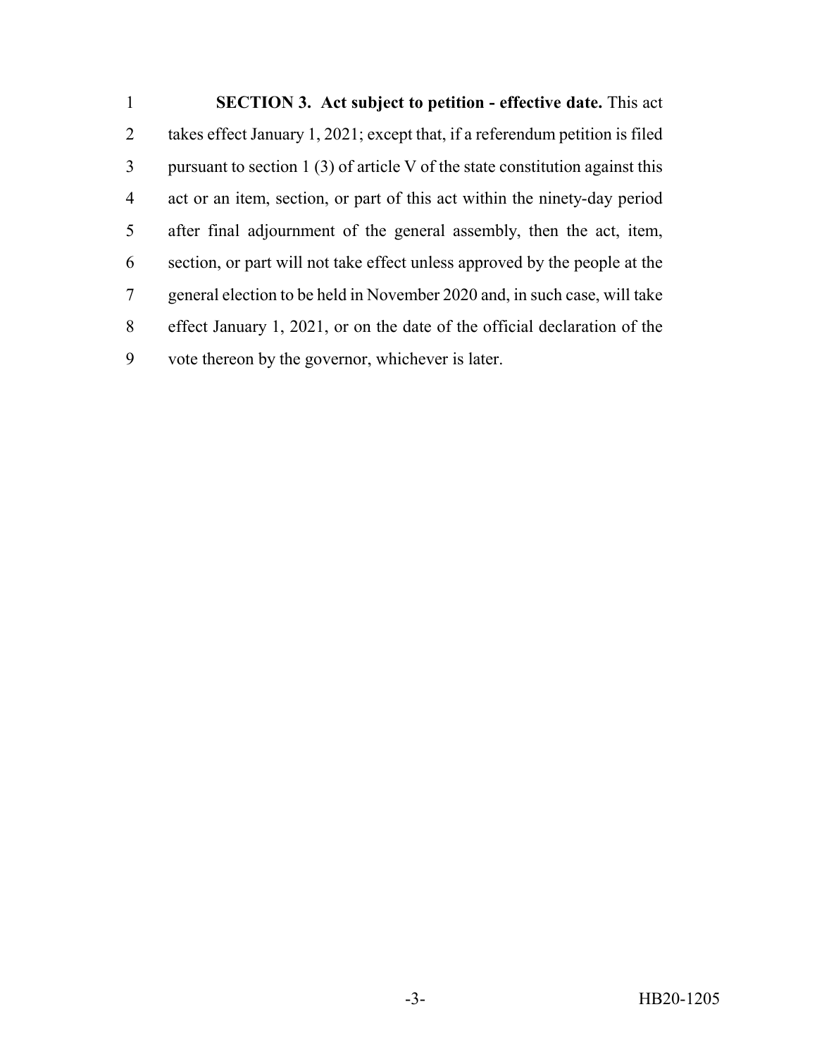**SECTION 3. Act subject to petition - effective date.** This act takes effect January 1, 2021; except that, if a referendum petition is filed pursuant to section 1 (3) of article V of the state constitution against this act or an item, section, or part of this act within the ninety-day period after final adjournment of the general assembly, then the act, item, section, or part will not take effect unless approved by the people at the general election to be held in November 2020 and, in such case, will take effect January 1, 2021, or on the date of the official declaration of the vote thereon by the governor, whichever is later.